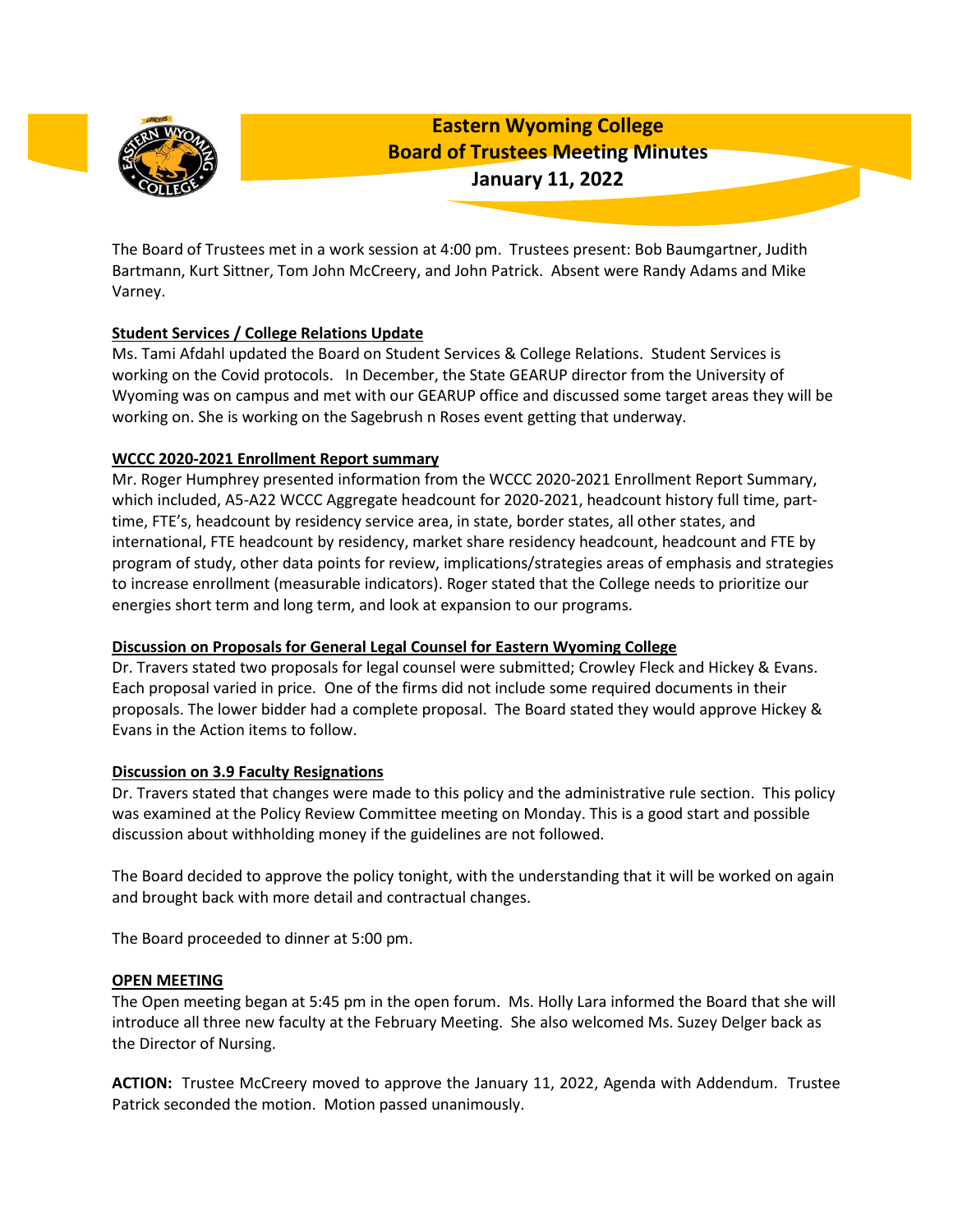# Eastern Wyoming College
## Board of Trustees Meeting Minutes
### January 11, 2022

The Board of Trustees met in a work session at 4:00 pm. Trustees present: Bob Baumgartner, Judith Bartmann, Kurt Sittner, Tom John McCreery, and John Patrick. Absent were Randy Adams and Mike Varney.

**Student Services / College Relations Update**

Ms. Tami Afdahl updated the Board on Student Services & College Relations. Student Services is working on the Covid protocols. In December, the State GEARUP director from the University of Wyoming was on campus and met with our GEARUP office and discussed some target areas they will be working on. She is working on the Sagebrush n Roses event getting that underway.

**WCCC 2020-2021 Enrollment Report summary**

Mr. Roger Humphrey presented information from the WCCC 2020-2021 Enrollment Report Summary, which included, A5-A22 WCCC Aggregate headcount for 2020-2021, headcount history full time, part-time, FTE's, headcount by residency service area, in state, border states, all other states, and international, FTE headcount by residency, market share residency headcount, headcount and FTE by program of study, other data points for review, implications/strategies areas of emphasis and strategies to increase enrollment (measurable indicators). Roger stated that the College needs to prioritize our energies short term and long term, and look at expansion to our programs.

**Discussion on Proposals for General Legal Counsel for Eastern Wyoming College**

Dr. Travers stated two proposals for legal counsel were submitted; Crowley Fleck and Hickey & Evans. Each proposal varied in price. One of the firms did not include some required documents in their proposals. The lower bidder had a complete proposal. The Board stated they would approve Hickey & Evans in the Action items to follow.

**Discussion on 3.9 Faculty Resignations**

Dr. Travers stated that changes were made to this policy and the administrative rule section. This policy was examined at the Policy Review Committee meeting on Monday. This is a good start and possible discussion about withholding money if the guidelines are not followed.

The Board decided to approve the policy tonight, with the understanding that it will be worked on again and brought back with more detail and contractual changes.

The Board proceeded to dinner at 5:00 pm.

**OPEN MEETING**

The Open meeting began at 5:45 pm in the open forum. Ms. Holly Lara informed the Board that she will introduce all three new faculty at the February Meeting. She also welcomed Ms. Suzey Delger back as the Director of Nursing.

**ACTION:** Trustee McCreery moved to approve the January 11, 2022, Agenda with Addendum. Trustee Patrick seconded the motion. Motion passed unanimously.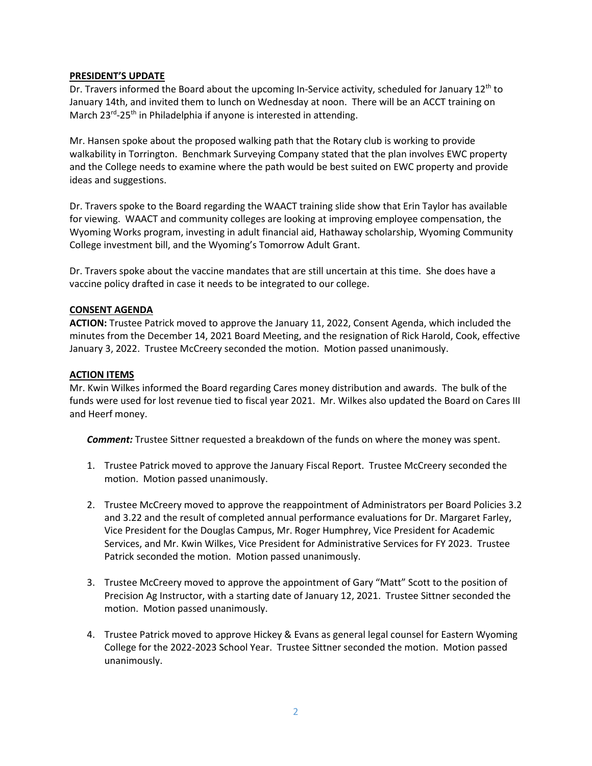## PRESIDENT'S UPDATE

Dr. Travers informed the Board about the upcoming In-Service activity, scheduled for January 12th to January 14th, and invited them to lunch on Wednesday at noon. There will be an ACCT training on March 23rd-25th in Philadelphia if anyone is interested in attending.

Mr. Hansen spoke about the proposed walking path that the Rotary club is working to provide walkability in Torrington. Benchmark Surveying Company stated that the plan involves EWC property and the College needs to examine where the path would be best suited on EWC property and provide ideas and suggestions.

Dr. Travers spoke to the Board regarding the WAACT training slide show that Erin Taylor has available for viewing. WAACT and community colleges are looking at improving employee compensation, the Wyoming Works program, investing in adult financial aid, Hathaway scholarship, Wyoming Community College investment bill, and the Wyoming's Tomorrow Adult Grant.

Dr. Travers spoke about the vaccine mandates that are still uncertain at this time. She does have a vaccine policy drafted in case it needs to be integrated to our college.

## CONSENT AGENDA

**ACTION:** Trustee Patrick moved to approve the January 11, 2022, Consent Agenda, which included the minutes from the December 14, 2021 Board Meeting, and the resignation of Rick Harold, Cook, effective January 3, 2022. Trustee McCreery seconded the motion. Motion passed unanimously.

## ACTION ITEMS

Mr. Kwin Wilkes informed the Board regarding Cares money distribution and awards. The bulk of the funds were used for lost revenue tied to fiscal year 2021. Mr. Wilkes also updated the Board on Cares III and Heerf money.

***Comment:*** Trustee Sittner requested a breakdown of the funds on where the money was spent.

1. Trustee Patrick moved to approve the January Fiscal Report. Trustee McCreery seconded the motion. Motion passed unanimously.

2. Trustee McCreery moved to approve the reappointment of Administrators per Board Policies 3.2 and 3.22 and the result of completed annual performance evaluations for Dr. Margaret Farley, Vice President for the Douglas Campus, Mr. Roger Humphrey, Vice President for Academic Services, and Mr. Kwin Wilkes, Vice President for Administrative Services for FY 2023. Trustee Patrick seconded the motion. Motion passed unanimously.

3. Trustee McCreery moved to approve the appointment of Gary "Matt" Scott to the position of Precision Ag Instructor, with a starting date of January 12, 2021. Trustee Sittner seconded the motion. Motion passed unanimously.

4. Trustee Patrick moved to approve Hickey & Evans as general legal counsel for Eastern Wyoming College for the 2022-2023 School Year. Trustee Sittner seconded the motion. Motion passed unanimously.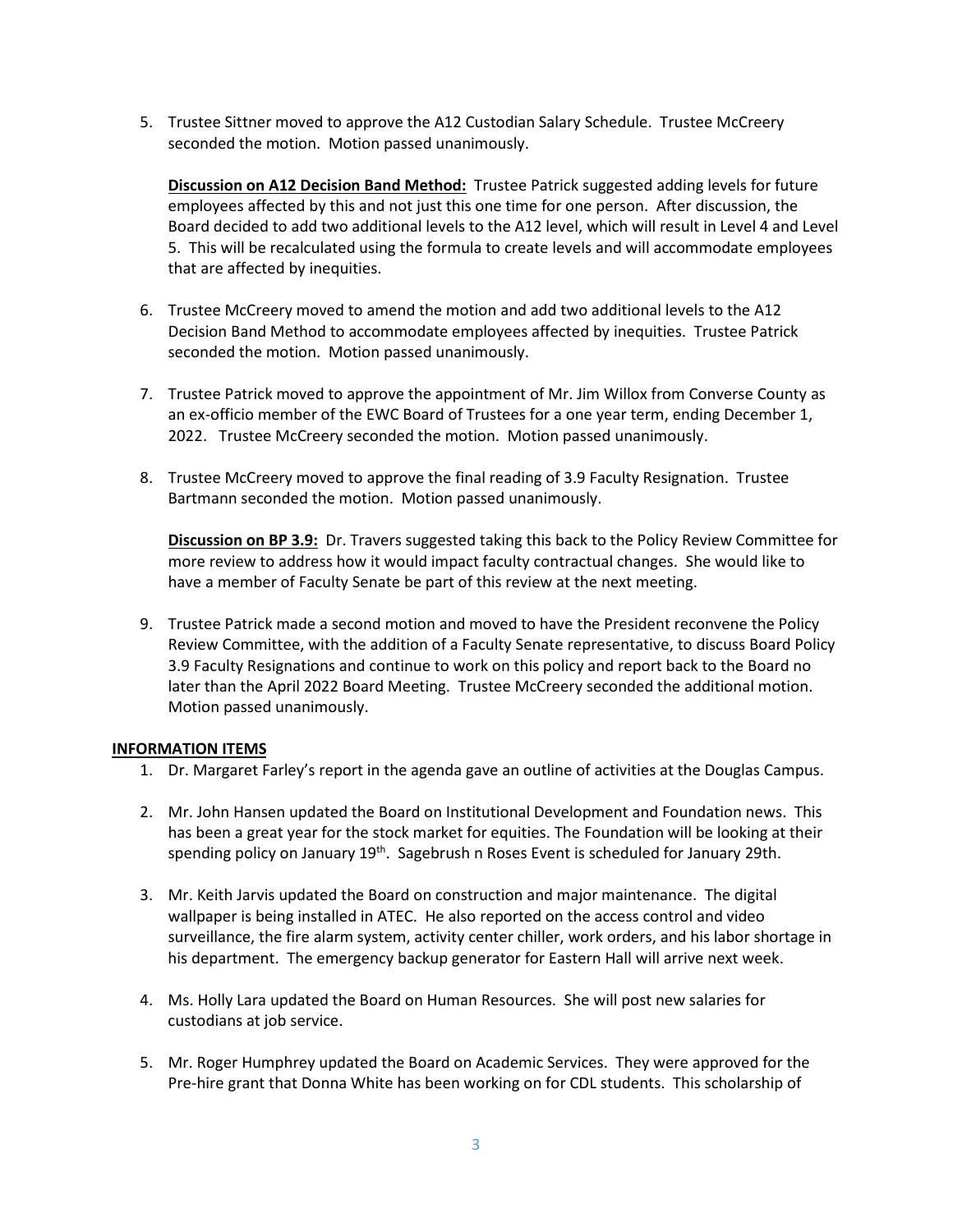5. Trustee Sittner moved to approve the A12 Custodian Salary Schedule. Trustee McCreery seconded the motion. Motion passed unanimously.

   **Discussion on A12 Decision Band Method:** Trustee Patrick suggested adding levels for future employees affected by this and not just this one time for one person. After discussion, the Board decided to add two additional levels to the A12 level, which will result in Level 4 and Level 5. This will be recalculated using the formula to create levels and will accommodate employees that are affected by inequities.

6. Trustee McCreery moved to amend the motion and add two additional levels to the A12 Decision Band Method to accommodate employees affected by inequities. Trustee Patrick seconded the motion. Motion passed unanimously.

7. Trustee Patrick moved to approve the appointment of Mr. Jim Willox from Converse County as an ex-officio member of the EWC Board of Trustees for a one year term, ending December 1, 2022. Trustee McCreery seconded the motion. Motion passed unanimously.

8. Trustee McCreery moved to approve the final reading of 3.9 Faculty Resignation. Trustee Bartmann seconded the motion. Motion passed unanimously.

   **Discussion on BP 3.9:** Dr. Travers suggested taking this back to the Policy Review Committee for more review to address how it would impact faculty contractual changes. She would like to have a member of Faculty Senate be part of this review at the next meeting.

9. Trustee Patrick made a second motion and moved to have the President reconvene the Policy Review Committee, with the addition of a Faculty Senate representative, to discuss Board Policy 3.9 Faculty Resignations and continue to work on this policy and report back to the Board no later than the April 2022 Board Meeting. Trustee McCreery seconded the additional motion. Motion passed unanimously.

**INFORMATION ITEMS**

1. Dr. Margaret Farley's report in the agenda gave an outline of activities at the Douglas Campus.

2. Mr. John Hansen updated the Board on Institutional Development and Foundation news. This has been a great year for the stock market for equities. The Foundation will be looking at their spending policy on January 19th. Sagebrush n Roses Event is scheduled for January 29th.

3. Mr. Keith Jarvis updated the Board on construction and major maintenance. The digital wallpaper is being installed in ATEC. He also reported on the access control and video surveillance, the fire alarm system, activity center chiller, work orders, and his labor shortage in his department. The emergency backup generator for Eastern Hall will arrive next week.

4. Ms. Holly Lara updated the Board on Human Resources. She will post new salaries for custodians at job service.

5. Mr. Roger Humphrey updated the Board on Academic Services. They were approved for the Pre-hire grant that Donna White has been working on for CDL students. This scholarship of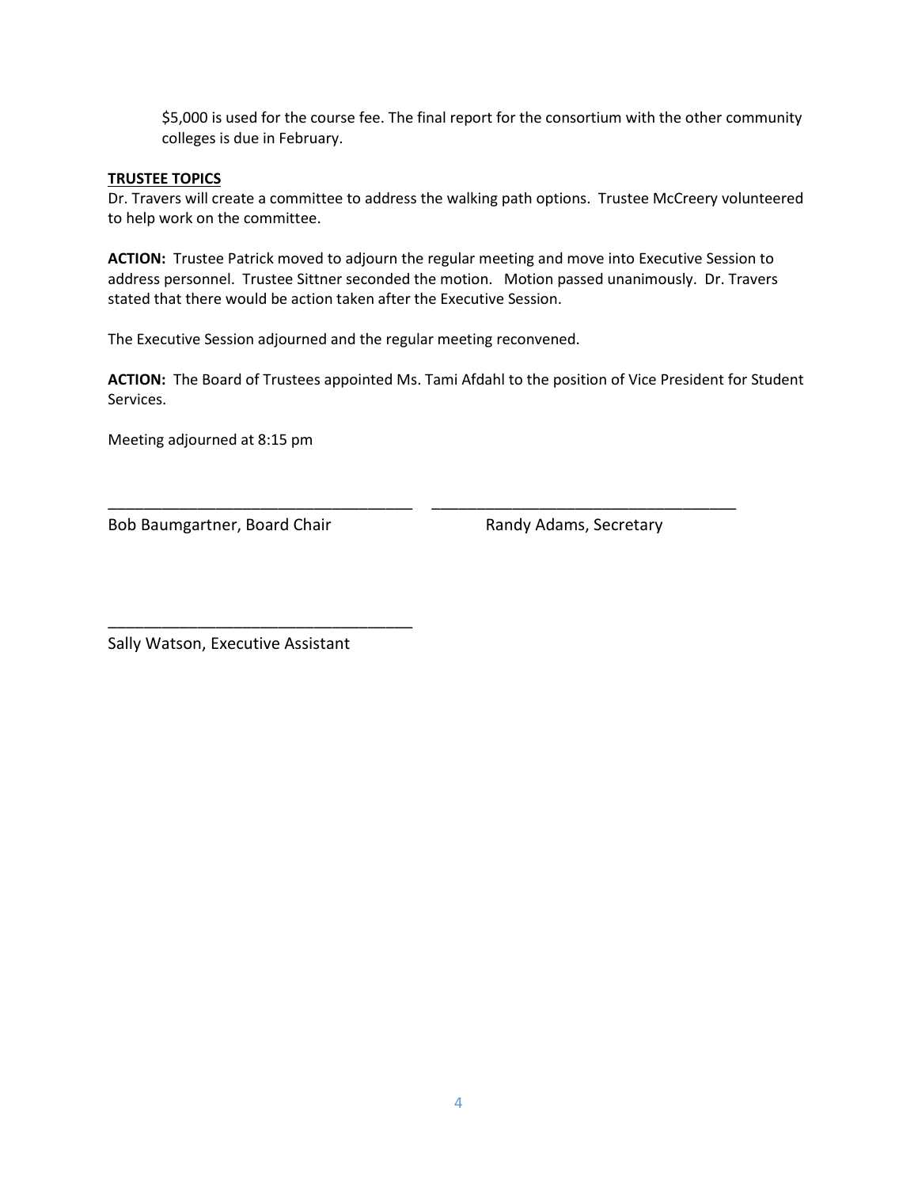$5,000 is used for the course fee. The final report for the consortium with the other community colleges is due in February.

**TRUSTEE TOPICS**

Dr. Travers will create a committee to address the walking path options. Trustee McCreery volunteered to help work on the committee.

**ACTION:** Trustee Patrick moved to adjourn the regular meeting and move into Executive Session to address personnel. Trustee Sittner seconded the motion. Motion passed unanimously. Dr. Travers stated that there would be action taken after the Executive Session.

The Executive Session adjourned and the regular meeting reconvened.

**ACTION:** The Board of Trustees appointed Ms. Tami Afdahl to the position of Vice President for Student Services.

Meeting adjourned at 8:15 pm

___________________________________ ___________________________________

Bob Baumgartner, Board Chair Randy Adams, Secretary

___________________________________

Sally Watson, Executive Assistant